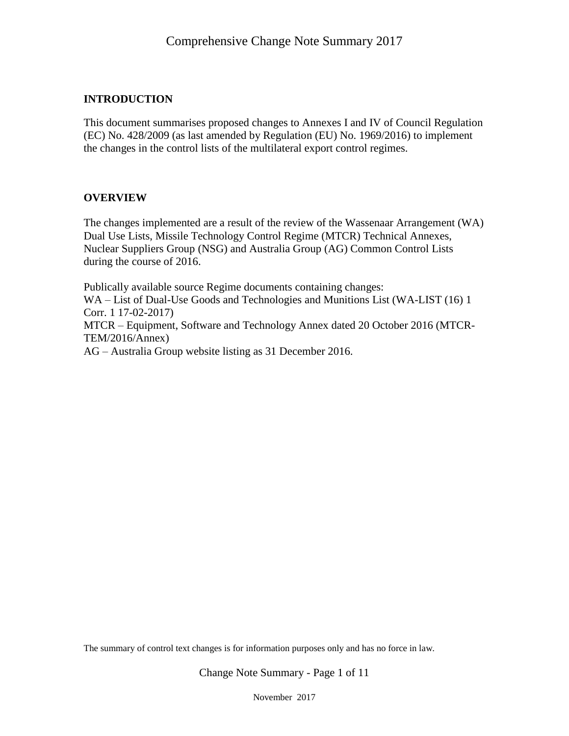# Comprehensive Change Note Summary 2017

## INTRODUCTION

This document summarises proposed changes to Annexes I and IV of Council Regulation (EC) No. 428/2009 (as last amended by Regulation (EU) No. 1969/2016) to implement the changes in the control lists of the multilateral export control regimes.

## OVERVIEW

The changes implemented are a result of the review of the Wassenaar Arrangement (WA) Dual Use Lists, Missile Technology Control Regime (MTCR) Technical Annexes, Nuclear Suppliers Group (NSG) and Australia Group (AG) Common Control Lists during the course of 2016.

Publically available source Regime documents containing changes:
WA – List of Dual-Use Goods and Technologies and Munitions List (WA-LIST (16) 1 Corr. 1 17-02-2017)
MTCR – Equipment, Software and Technology Annex dated 20 October 2016 (MTCR-TEM/2016/Annex)
AG – Australia Group website listing as 31 December 2016.

The summary of control text changes is for information purposes only and has no force in law.

November 2017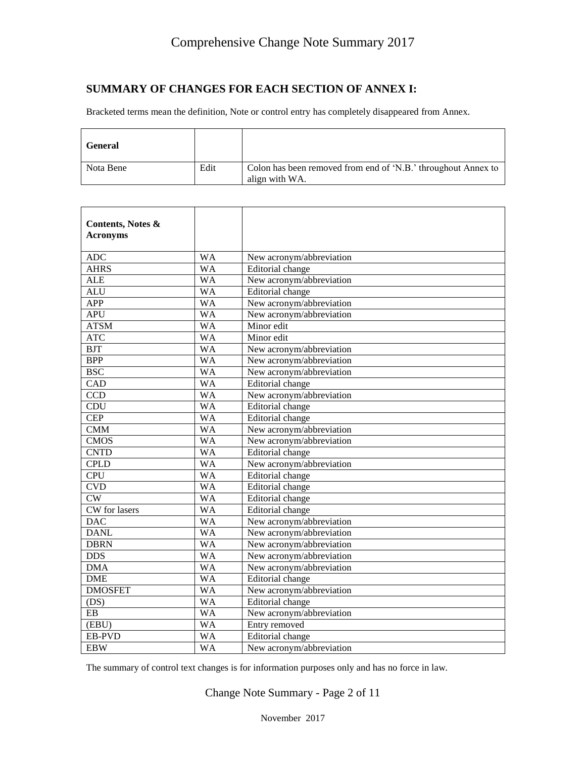## SUMMARY OF CHANGES FOR EACH SECTION OF ANNEX I:

Bracketed terms mean the definition, Note or control entry has completely disappeared from Annex.

| **General** | | |
|---|---|---|
| Nota Bene | Edit | Colon has been removed from end of 'N.B.' throughout Annex to align with WA. |

| **Contents, Notes & Acronyms** | | |
|---|---|---|
| ADC | WA | New acronym/abbreviation |
| AHRS | WA | Editorial change |
| ALE | WA | New acronym/abbreviation |
| ALU | WA | Editorial change |
| APP | WA | New acronym/abbreviation |
| APU | WA | New acronym/abbreviation |
| ATSM | WA | Minor edit |
| ATC | WA | Minor edit |
| BJT | WA | New acronym/abbreviation |
| BPP | WA | New acronym/abbreviation |
| BSC | WA | New acronym/abbreviation |
| CAD | WA | Editorial change |
| CCD | WA | New acronym/abbreviation |
| CDU | WA | Editorial change |
| CEP | WA | Editorial change |
| CMM | WA | New acronym/abbreviation |
| CMOS | WA | New acronym/abbreviation |
| CNTD | WA | Editorial change |
| CPLD | WA | New acronym/abbreviation |
| CPU | WA | Editorial change |
| CVD | WA | Editorial change |
| CW | WA | Editorial change |
| CW for lasers | WA | Editorial change |
| DAC | WA | New acronym/abbreviation |
| DANL | WA | New acronym/abbreviation |
| DBRN | WA | New acronym/abbreviation |
| DDS | WA | New acronym/abbreviation |
| DMA | WA | New acronym/abbreviation |
| DME | WA | Editorial change |
| DMOSFET | WA | New acronym/abbreviation |
| (DS) | WA | Editorial change |
| EB | WA | New acronym/abbreviation |
| (EBU) | WA | Entry removed |
| EB-PVD | WA | Editorial change |
| EBW | WA | New acronym/abbreviation |

The summary of control text changes is for information purposes only and has no force in law.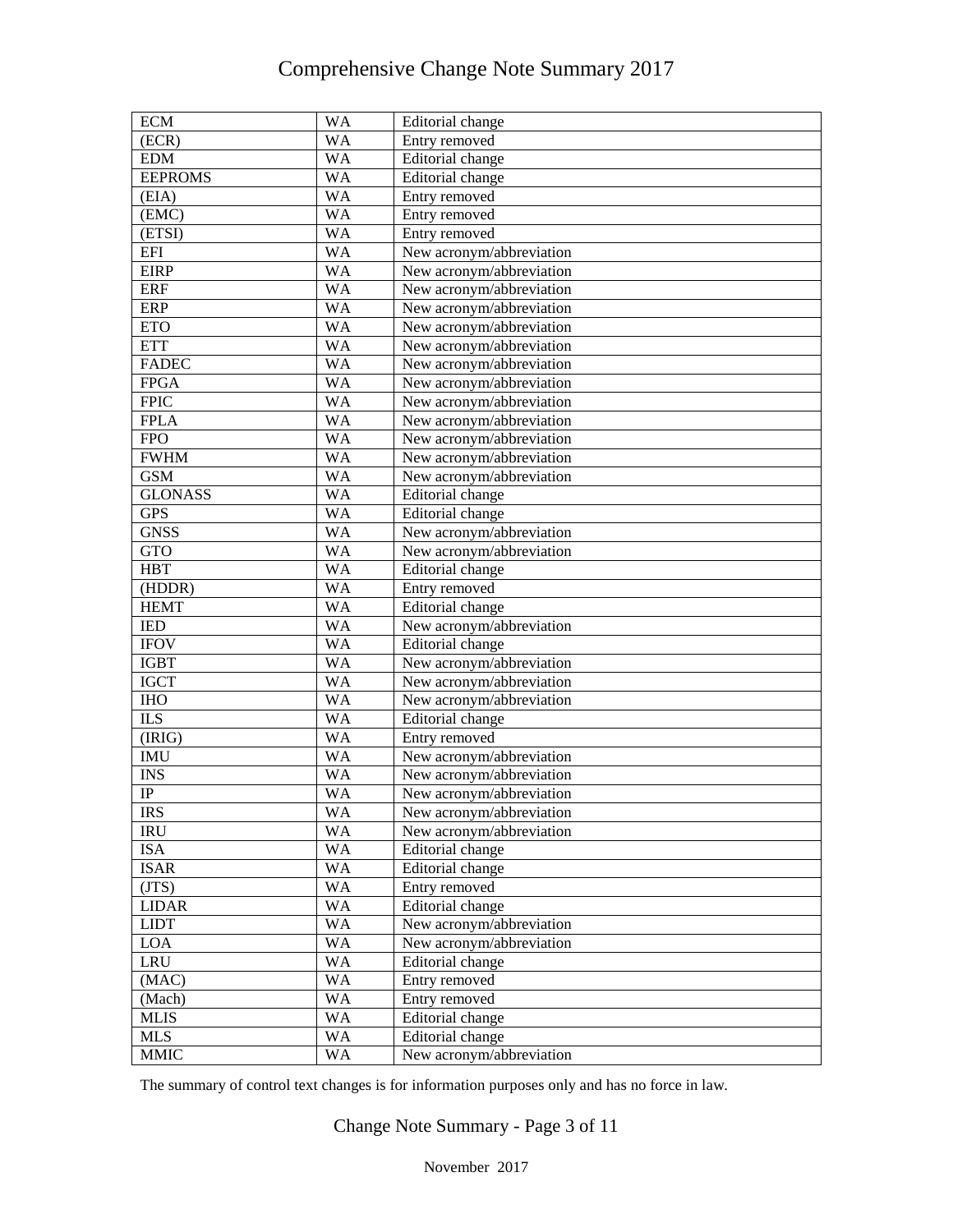| ECM | WA | Editorial change |
|---|---|---|
| (ECR) | WA | Entry removed |
| EDM | WA | Editorial change |
| EEPROMS | WA | Editorial change |
| (EIA) | WA | Entry removed |
| (EMC) | WA | Entry removed |
| (ETSI) | WA | Entry removed |
| EFI | WA | New acronym/abbreviation |
| EIRP | WA | New acronym/abbreviation |
| ERF | WA | New acronym/abbreviation |
| ERP | WA | New acronym/abbreviation |
| ETO | WA | New acronym/abbreviation |
| ETT | WA | New acronym/abbreviation |
| FADEC | WA | New acronym/abbreviation |
| FPGA | WA | New acronym/abbreviation |
| FPIC | WA | New acronym/abbreviation |
| FPLA | WA | New acronym/abbreviation |
| FPO | WA | New acronym/abbreviation |
| FWHM | WA | New acronym/abbreviation |
| GSM | WA | New acronym/abbreviation |
| GLONASS | WA | Editorial change |
| GPS | WA | Editorial change |
| GNSS | WA | New acronym/abbreviation |
| GTO | WA | New acronym/abbreviation |
| HBT | WA | Editorial change |
| (HDDR) | WA | Entry removed |
| HEMT | WA | Editorial change |
| IED | WA | New acronym/abbreviation |
| IFOV | WA | Editorial change |
| IGBT | WA | New acronym/abbreviation |
| IGCT | WA | New acronym/abbreviation |
| IHO | WA | New acronym/abbreviation |
| ILS | WA | Editorial change |
| (IRIG) | WA | Entry removed |
| IMU | WA | New acronym/abbreviation |
| INS | WA | New acronym/abbreviation |
| IP | WA | New acronym/abbreviation |
| IRS | WA | New acronym/abbreviation |
| IRU | WA | New acronym/abbreviation |
| ISA | WA | Editorial change |
| ISAR | WA | Editorial change |
| (JTS) | WA | Entry removed |
| LIDAR | WA | Editorial change |
| LIDT | WA | New acronym/abbreviation |
| LOA | WA | New acronym/abbreviation |
| LRU | WA | Editorial change |
| (MAC) | WA | Entry removed |
| (Mach) | WA | Entry removed |
| MLIS | WA | Editorial change |
| MLS | WA | Editorial change |
| MMIC | WA | New acronym/abbreviation |

The summary of control text changes is for information purposes only and has no force in law.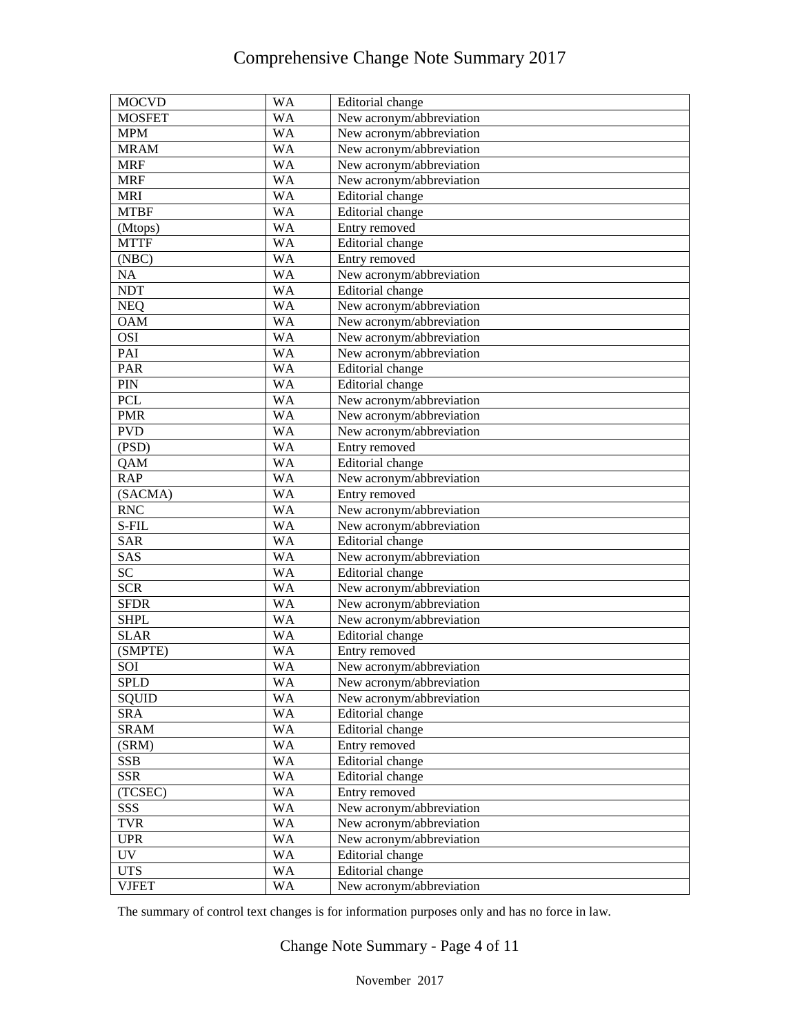| MOCVD | WA | Editorial change |
|---|---|---|
| MOSFET | WA | New acronym/abbreviation |
| MPM | WA | New acronym/abbreviation |
| MRAM | WA | New acronym/abbreviation |
| MRF | WA | New acronym/abbreviation |
| MRF | WA | New acronym/abbreviation |
| MRI | WA | Editorial change |
| MTBF | WA | Editorial change |
| (Mtops) | WA | Entry removed |
| MTTF | WA | Editorial change |
| (NBC) | WA | Entry removed |
| NA | WA | New acronym/abbreviation |
| NDT | WA | Editorial change |
| NEQ | WA | New acronym/abbreviation |
| OAM | WA | New acronym/abbreviation |
| OSI | WA | New acronym/abbreviation |
| PAI | WA | New acronym/abbreviation |
| PAR | WA | Editorial change |
| PIN | WA | Editorial change |
| PCL | WA | New acronym/abbreviation |
| PMR | WA | New acronym/abbreviation |
| PVD | WA | New acronym/abbreviation |
| (PSD) | WA | Entry removed |
| QAM | WA | Editorial change |
| RAP | WA | New acronym/abbreviation |
| (SACMA) | WA | Entry removed |
| RNC | WA | New acronym/abbreviation |
| S-FIL | WA | New acronym/abbreviation |
| SAR | WA | Editorial change |
| SAS | WA | New acronym/abbreviation |
| SC | WA | Editorial change |
| SCR | WA | New acronym/abbreviation |
| SFDR | WA | New acronym/abbreviation |
| SHPL | WA | New acronym/abbreviation |
| SLAR | WA | Editorial change |
| (SMPTE) | WA | Entry removed |
| SOI | WA | New acronym/abbreviation |
| SPLD | WA | New acronym/abbreviation |
| SQUID | WA | New acronym/abbreviation |
| SRA | WA | Editorial change |
| SRAM | WA | Editorial change |
| (SRM) | WA | Entry removed |
| SSB | WA | Editorial change |
| SSR | WA | Editorial change |
| (TCSEC) | WA | Entry removed |
| SSS | WA | New acronym/abbreviation |
| TVR | WA | New acronym/abbreviation |
| UPR | WA | New acronym/abbreviation |
| UV | WA | Editorial change |
| UTS | WA | Editorial change |
| VJFET | WA | New acronym/abbreviation |

The summary of control text changes is for information purposes only and has no force in law.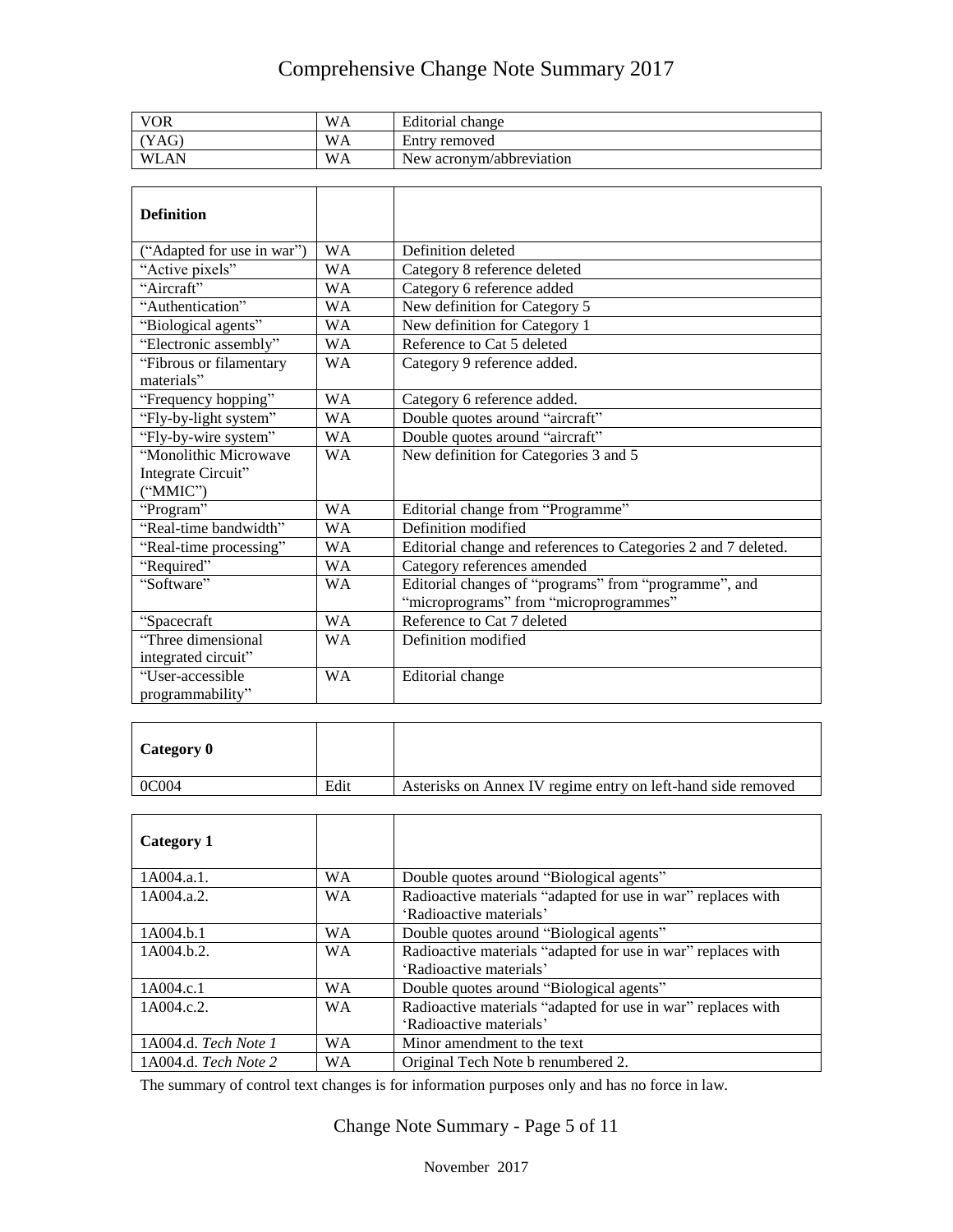| VOR | WA | Editorial change |
|---|---|---|
| (YAG) | WA | Entry removed |
| WLAN | WA | New acronym/abbreviation |

| **Definition** | | |
|---|---|---|
| (“Adapted for use in war”) | WA | Definition deleted |
| “Active pixels” | WA | Category 8 reference deleted |
| “Aircraft” | WA | Category 6 reference added |
| “Authentication” | WA | New definition for Category 5 |
| “Biological agents” | WA | New definition for Category 1 |
| “Electronic assembly” | WA | Reference to Cat 5 deleted |
| “Fibrous or filamentary materials” | WA | Category 9 reference added. |
| “Frequency hopping” | WA | Category 6 reference added. |
| “Fly-by-light system” | WA | Double quotes around “aircraft” |
| “Fly-by-wire system” | WA | Double quotes around “aircraft” |
| “Monolithic Microwave Integrate Circuit” (“MMIC”) | WA | New definition for Categories 3 and 5 |
| “Program” | WA | Editorial change from “Programme” |
| “Real-time bandwidth” | WA | Definition modified |
| “Real-time processing” | WA | Editorial change and references to Categories 2 and 7 deleted. |
| “Required” | WA | Category references amended |
| “Software” | WA | Editorial changes of “programs” from “programme”, and “microprograms” from “microprogrammes” |
| “Spacecraft | WA | Reference to Cat 7 deleted |
| “Three dimensional integrated circuit” | WA | Definition modified |
| “User-accessible programmability” | WA | Editorial change |

| **Category 0** | | |
|---|---|---|
| 0C004 | Edit | Asterisks on Annex IV regime entry on left-hand side removed |

| **Category 1** | | |
|---|---|---|
| 1A004.a.1. | WA | Double quotes around “Biological agents” |
| 1A004.a.2. | WA | Radioactive materials “adapted for use in war” replaces with ‘Radioactive materials’ |
| 1A004.b.1 | WA | Double quotes around “Biological agents” |
| 1A004.b.2. | WA | Radioactive materials “adapted for use in war” replaces with ‘Radioactive materials’ |
| 1A004.c.1 | WA | Double quotes around “Biological agents” |
| 1A004.c.2. | WA | Radioactive materials “adapted for use in war” replaces with ‘Radioactive materials’ |
| 1A004.d. *Tech Note 1* | WA | Minor amendment to the text |
| 1A004.d. *Tech Note 2* | WA | Original Tech Note b renumbered 2. |

The summary of control text changes is for information purposes only and has no force in law.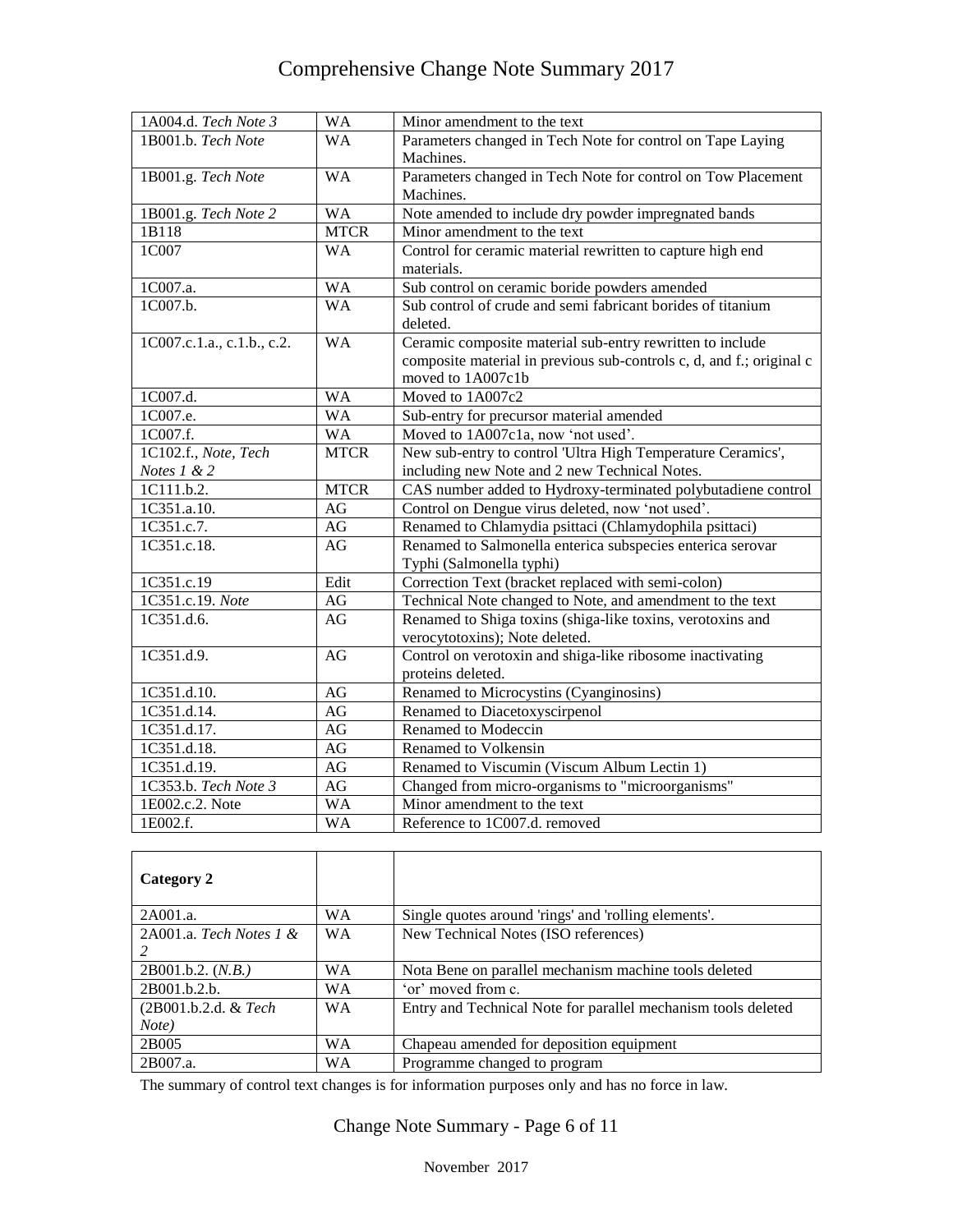| | | |
|---|---|---|
| 1A004.d. *Tech Note 3* | WA | Minor amendment to the text |
| 1B001.b. *Tech Note* | WA | Parameters changed in Tech Note for control on Tape Laying Machines. |
| 1B001.g. *Tech Note* | WA | Parameters changed in Tech Note for control on Tow Placement Machines. |
| 1B001.g. *Tech Note 2* | WA | Note amended to include dry powder impregnated bands |
| 1B118 | MTCR | Minor amendment to the text |
| 1C007 | WA | Control for ceramic material rewritten to capture high end materials. |
| 1C007.a. | WA | Sub control on ceramic boride powders amended |
| 1C007.b. | WA | Sub control of crude and semi fabricant borides of titanium deleted. |
| 1C007.c.1.a., c.1.b., c.2. | WA | Ceramic composite material sub-entry rewritten to include composite material in previous sub-controls c, d, and f.; original c moved to 1A007c1b |
| 1C007.d. | WA | Moved to 1A007c2 |
| 1C007.e. | WA | Sub-entry for precursor material amended |
| 1C007.f. | WA | Moved to 1A007c1a, now 'not used'. |
| 1C102.f., *Note, Tech Notes 1 & 2* | MTCR | New sub-entry to control 'Ultra High Temperature Ceramics', including new Note and 2 new Technical Notes. |
| 1C111.b.2. | MTCR | CAS number added to Hydroxy-terminated polybutadiene control |
| 1C351.a.10. | AG | Control on Dengue virus deleted, now 'not used'. |
| 1C351.c.7. | AG | Renamed to Chlamydia psittaci (Chlamydophila psittaci) |
| 1C351.c.18. | AG | Renamed to Salmonella enterica subspecies enterica serovar Typhi (Salmonella typhi) |
| 1C351.c.19 | Edit | Correction Text (bracket replaced with semi-colon) |
| 1C351.c.19. *Note* | AG | Technical Note changed to Note, and amendment to the text |
| 1C351.d.6. | AG | Renamed to Shiga toxins (shiga-like toxins, verotoxins and verocytotoxins); Note deleted. |
| 1C351.d.9. | AG | Control on verotoxin and shiga-like ribosome inactivating proteins deleted. |
| 1C351.d.10. | AG | Renamed to Microcystins (Cyanginosins) |
| 1C351.d.14. | AG | Renamed to Diacetoxyscirpenol |
| 1C351.d.17. | AG | Renamed to Modeccin |
| 1C351.d.18. | AG | Renamed to Volkensin |
| 1C351.d.19. | AG | Renamed to Viscumin (Viscum Album Lectin 1) |
| 1C353.b. *Tech Note 3* | AG | Changed from micro-organisms to "microorganisms" |
| 1E002.c.2. Note | WA | Minor amendment to the text |
| 1E002.f. | WA | Reference to 1C007.d. removed |

| **Category 2** | | |
|---|---|---|
| 2A001.a. | WA | Single quotes around 'rings' and 'rolling elements'. |
| 2A001.a. *Tech Notes 1 & 2* | WA | New Technical Notes (ISO references) |
| 2B001.b.2. (*N.B.)* | WA | Nota Bene on parallel mechanism machine tools deleted |
| 2B001.b.2.b. | WA | 'or' moved from c. |
| (2B001.b.2.d. & *Tech Note)* | WA | Entry and Technical Note for parallel mechanism tools deleted |
| 2B005 | WA | Chapeau amended for deposition equipment |
| 2B007.a. | WA | Programme changed to program |

The summary of control text changes is for information purposes only and has no force in law.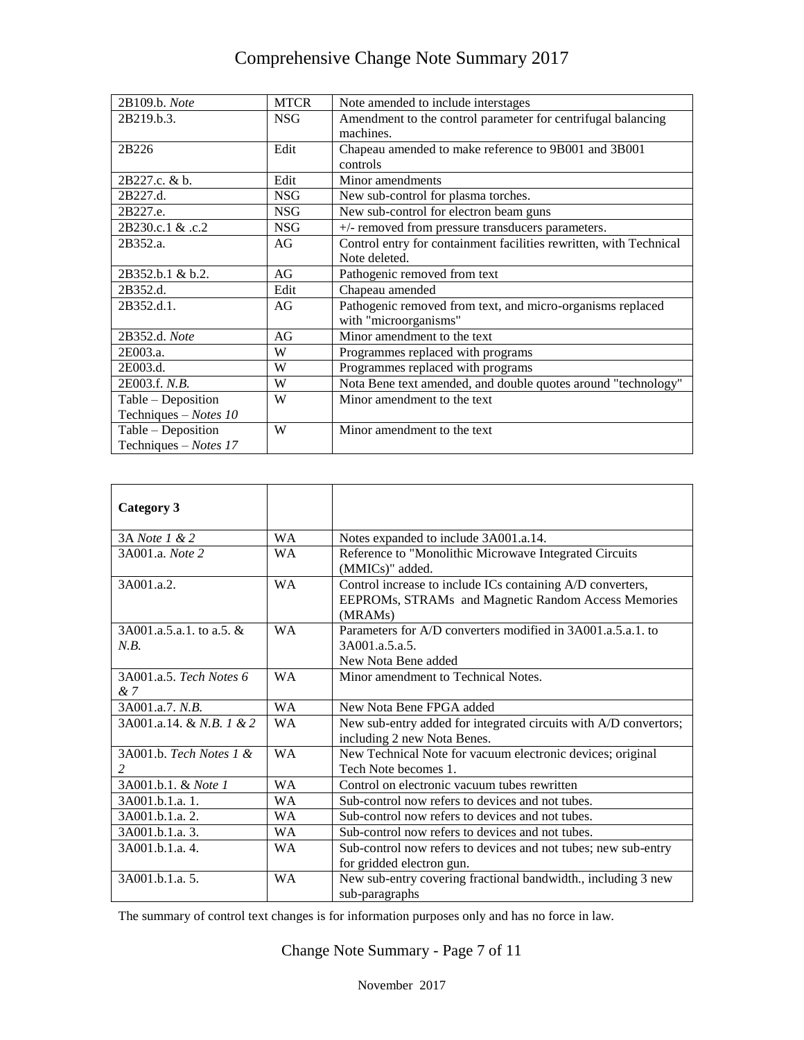| | | |
|---|---|---|
| 2B109.b. *Note* | MTCR | Note amended to include interstages |
| 2B219.b.3. | NSG | Amendment to the control parameter for centrifugal balancing machines. |
| 2B226 | Edit | Chapeau amended to make reference to 9B001 and 3B001 controls |
| 2B227.c. & b. | Edit | Minor amendments |
| 2B227.d. | NSG | New sub-control for plasma torches. |
| 2B227.e. | NSG | New sub-control for electron beam guns |
| 2B230.c.1 & .c.2 | NSG | +/- removed from pressure transducers parameters. |
| 2B352.a. | AG | Control entry for containment facilities rewritten, with Technical Note deleted. |
| 2B352.b.1 & b.2. | AG | Pathogenic removed from text |
| 2B352.d. | Edit | Chapeau amended |
| 2B352.d.1. | AG | Pathogenic removed from text, and micro-organisms replaced with "microorganisms" |
| 2B352.d. *Note* | AG | Minor amendment to the text |
| 2E003.a. | W | Programmes replaced with programs |
| 2E003.d. | W | Programmes replaced with programs |
| 2E003.f. *N.B.* | W | Nota Bene text amended, and double quotes around "technology" |
| Table – Deposition Techniques – *Notes 10* | W | Minor amendment to the text |
| Table – Deposition Techniques – *Notes 17* | W | Minor amendment to the text |

| **Category 3** | | |
|---|---|---|
| 3A *Note 1 & 2* | WA | Notes expanded to include 3A001.a.14. |
| 3A001.a. *Note 2* | WA | Reference to "Monolithic Microwave Integrated Circuits (MMICs)" added. |
| 3A001.a.2. | WA | Control increase to include ICs containing A/D converters, EEPROMs, STRAMs and Magnetic Random Access Memories (MRAMs) |
| 3A001.a.5.a.1. to a.5. & *N.B.* | WA | Parameters for A/D converters modified in 3A001.a.5.a.1. to 3A001.a.5.a.5.<br>New Nota Bene added |
| 3A001.a.5. *Tech Notes 6 & 7* | WA | Minor amendment to Technical Notes. |
| 3A001.a.7. *N.B.* | WA | New Nota Bene FPGA added |
| 3A001.a.14. & *N.B. 1 & 2* | WA | New sub-entry added for integrated circuits with A/D convertors; including 2 new Nota Benes. |
| 3A001.b. *Tech Notes 1 & 2* | WA | New Technical Note for vacuum electronic devices; original Tech Note becomes 1. |
| 3A001.b.1. & *Note 1* | WA | Control on electronic vacuum tubes rewritten |
| 3A001.b.1.a. 1. | WA | Sub-control now refers to devices and not tubes. |
| 3A001.b.1.a. 2. | WA | Sub-control now refers to devices and not tubes. |
| 3A001.b.1.a. 3. | WA | Sub-control now refers to devices and not tubes. |
| 3A001.b.1.a. 4. | WA | Sub-control now refers to devices and not tubes; new sub-entry for gridded electron gun. |
| 3A001.b.1.a. 5. | WA | New sub-entry covering fractional bandwidth., including 3 new sub-paragraphs |

The summary of control text changes is for information purposes only and has no force in law.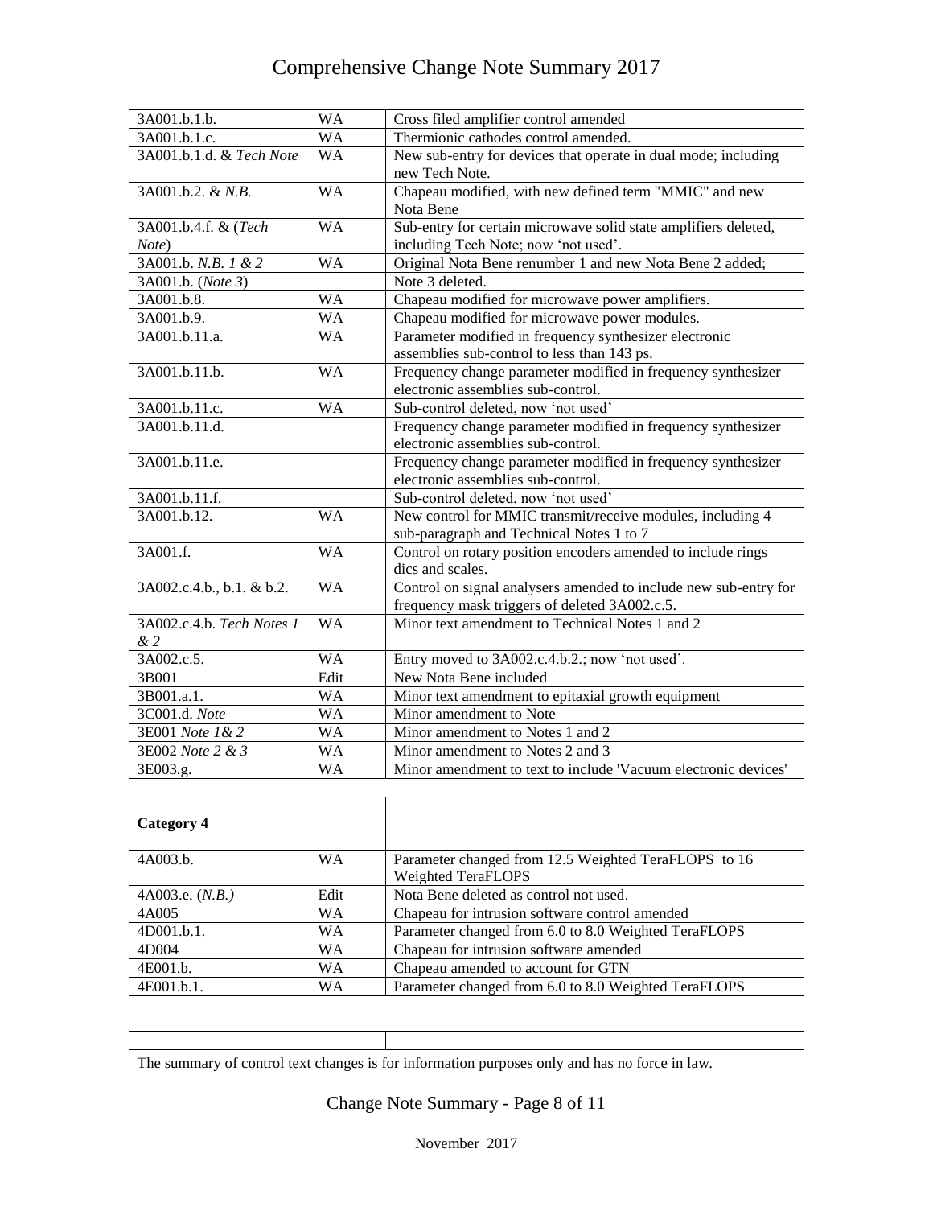| 3A001.b.1.b. | WA | Cross filed amplifier control amended |
|---|---|---|
| 3A001.b.1.c. | WA | Thermionic cathodes control amended. |
| 3A001.b.1.d. & *Tech Note* | WA | New sub-entry for devices that operate in dual mode; including new Tech Note. |
| 3A001.b.2. & *N.B.* | WA | Chapeau modified, with new defined term "MMIC" and new Nota Bene |
| 3A001.b.4.f. & (*Tech Note*) | WA | Sub-entry for certain microwave solid state amplifiers deleted, including Tech Note; now 'not used'. |
| 3A001.b. *N.B. 1 & 2* | WA | Original Nota Bene renumber 1 and new Nota Bene 2 added; |
| 3A001.b. (*Note 3*) | | Note 3 deleted. |
| 3A001.b.8. | WA | Chapeau modified for microwave power amplifiers. |
| 3A001.b.9. | WA | Chapeau modified for microwave power modules. |
| 3A001.b.11.a. | WA | Parameter modified in frequency synthesizer electronic assemblies sub-control to less than 143 ps. |
| 3A001.b.11.b. | WA | Frequency change parameter modified in frequency synthesizer electronic assemblies sub-control. |
| 3A001.b.11.c. | WA | Sub-control deleted, now 'not used' |
| 3A001.b.11.d. | | Frequency change parameter modified in frequency synthesizer electronic assemblies sub-control. |
| 3A001.b.11.e. | | Frequency change parameter modified in frequency synthesizer electronic assemblies sub-control. |
| 3A001.b.11.f. | | Sub-control deleted, now 'not used' |
| 3A001.b.12. | WA | New control for MMIC transmit/receive modules, including 4 sub-paragraph and Technical Notes 1 to 7 |
| 3A001.f. | WA | Control on rotary position encoders amended to include rings dics and scales. |
| 3A002.c.4.b., b.1. & b.2. | WA | Control on signal analysers amended to include new sub-entry for frequency mask triggers of deleted 3A002.c.5. |
| 3A002.c.4.b. *Tech Notes 1 & 2* | WA | Minor text amendment to Technical Notes 1 and 2 |
| 3A002.c.5. | WA | Entry moved to 3A002.c.4.b.2.; now 'not used'. |
| 3B001 | Edit | New Nota Bene included |
| 3B001.a.1. | WA | Minor text amendment to epitaxial growth equipment |
| 3C001.d. *Note* | WA | Minor amendment to Note |
| 3E001 *Note 1& 2* | WA | Minor amendment to Notes 1 and 2 |
| 3E002 *Note 2 & 3* | WA | Minor amendment to Notes 2 and 3 |
| 3E003.g. | WA | Minor amendment to text to include 'Vacuum electronic devices' |

| **Category 4** | | |
|---|---|---|
| 4A003.b. | WA | Parameter changed from 12.5 Weighted TeraFLOPS to 16 Weighted TeraFLOPS |
| 4A003.e. (*N.B.*) | Edit | Nota Bene deleted as control not used. |
| 4A005 | WA | Chapeau for intrusion software control amended |
| 4D001.b.1. | WA | Parameter changed from 6.0 to 8.0 Weighted TeraFLOPS |
| 4D004 | WA | Chapeau for intrusion software amended |
| 4E001.b. | WA | Chapeau amended to account for GTN |
| 4E001.b.1. | WA | Parameter changed from 6.0 to 8.0 Weighted TeraFLOPS |

| | | |
|---|---|---|

The summary of control text changes is for information purposes only and has no force in law.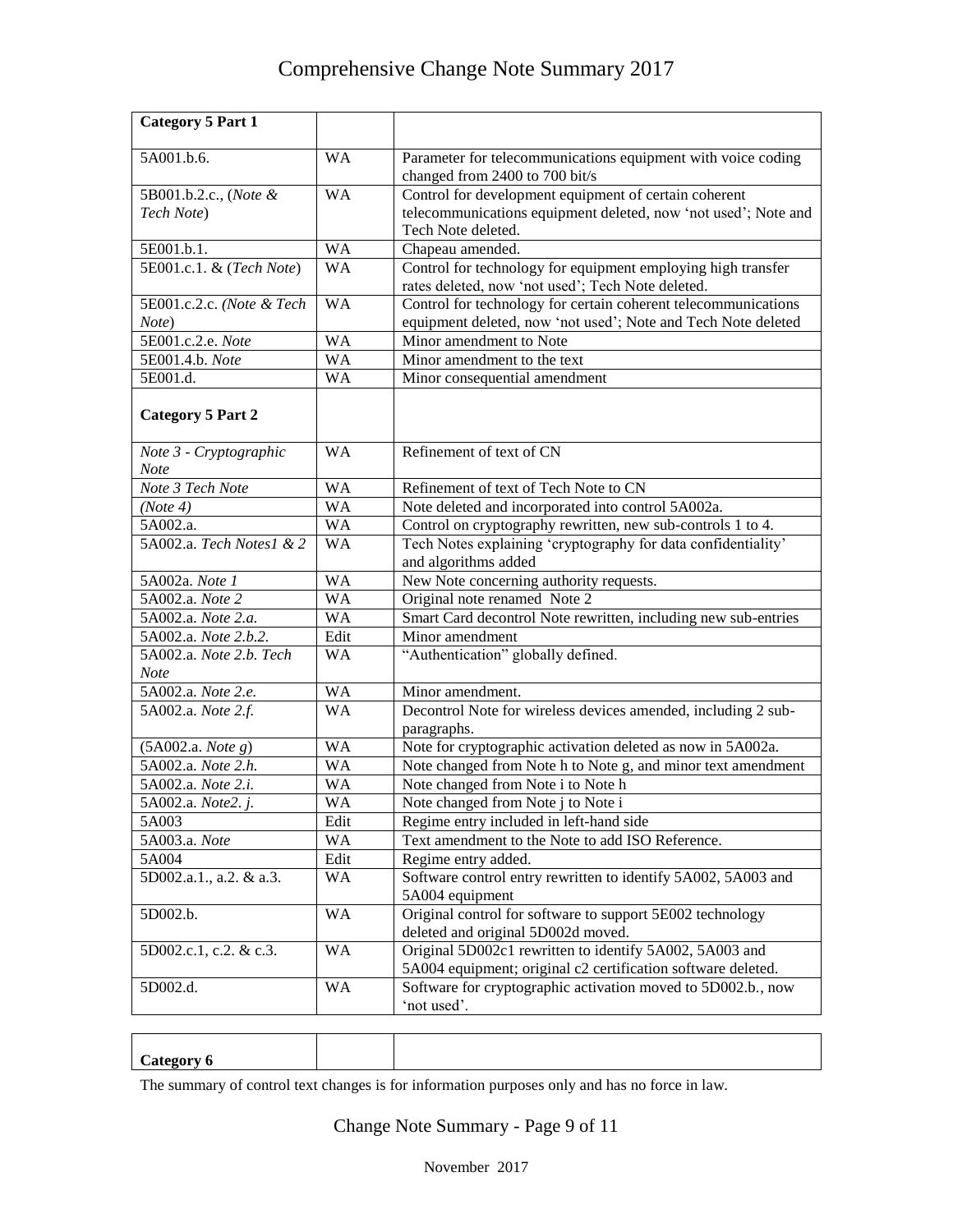| **Category 5 Part 1** | | |
|---|---|---|
| 5A001.b.6. | WA | Parameter for telecommunications equipment with voice coding changed from 2400 to 700 bit/s |
| 5B001.b.2.c., (*Note & Tech Note*) | WA | Control for development equipment of certain coherent telecommunications equipment deleted, now 'not used'; Note and Tech Note deleted. |
| 5E001.b.1. | WA | Chapeau amended. |
| 5E001.c.1. & (*Tech Note*) | WA | Control for technology for equipment employing high transfer rates deleted, now 'not used'; Tech Note deleted. |
| 5E001.c.2.c. (*Note & Tech Note*) | WA | Control for technology for certain coherent telecommunications equipment deleted, now 'not used'; Note and Tech Note deleted |
| 5E001.c.2.e. *Note* | WA | Minor amendment to Note |
| 5E001.4.b. *Note* | WA | Minor amendment to the text |
| 5E001.d. | WA | Minor consequential amendment |
| **Category 5 Part 2** | | |
| *Note 3 - Cryptographic Note* | WA | Refinement of text of CN |
| *Note 3 Tech Note* | WA | Refinement of text of Tech Note to CN |
| *(Note 4)* | WA | Note deleted and incorporated into control 5A002a. |
| 5A002.a. | WA | Control on cryptography rewritten, new sub-controls 1 to 4. |
| 5A002.a. *Tech Notes1 & 2* | WA | Tech Notes explaining 'cryptography for data confidentiality' and algorithms added |
| 5A002a. *Note 1* | WA | New Note concerning authority requests. |
| 5A002.a. *Note 2* | WA | Original note renamed Note 2 |
| 5A002.a. *Note 2.a.* | WA | Smart Card decontrol Note rewritten, including new sub-entries |
| 5A002.a. *Note 2.b.2.* | Edit | Minor amendment |
| 5A002.a. *Note 2.b. Tech Note* | WA | "Authentication" globally defined. |
| 5A002.a. *Note 2.e.* | WA | Minor amendment. |
| 5A002.a. *Note 2.f.* | WA | Decontrol Note for wireless devices amended, including 2 sub-paragraphs. |
| (5A002.a. *Note g*) | WA | Note for cryptographic activation deleted as now in 5A002a. |
| 5A002.a. *Note 2.h.* | WA | Note changed from Note h to Note g, and minor text amendment |
| 5A002.a. *Note 2.i.* | WA | Note changed from Note i to Note h |
| 5A002.a. *Note2. j.* | WA | Note changed from Note j to Note i |
| 5A003 | Edit | Regime entry included in left-hand side |
| 5A003.a. *Note* | WA | Text amendment to the Note to add ISO Reference. |
| 5A004 | Edit | Regime entry added. |
| 5D002.a.1., a.2. & a.3. | WA | Software control entry rewritten to identify 5A002, 5A003 and 5A004 equipment |
| 5D002.b. | WA | Original control for software to support 5E002 technology deleted and original 5D002d moved. |
| 5D002.c.1, c.2. & c.3. | WA | Original 5D002c1 rewritten to identify 5A002, 5A003 and 5A004 equipment; original c2 certification software deleted. |
| 5D002.d. | WA | Software for cryptographic activation moved to 5D002.b., now 'not used'. |

| **Category 6** | | |
|---|---|---|

The summary of control text changes is for information purposes only and has no force in law.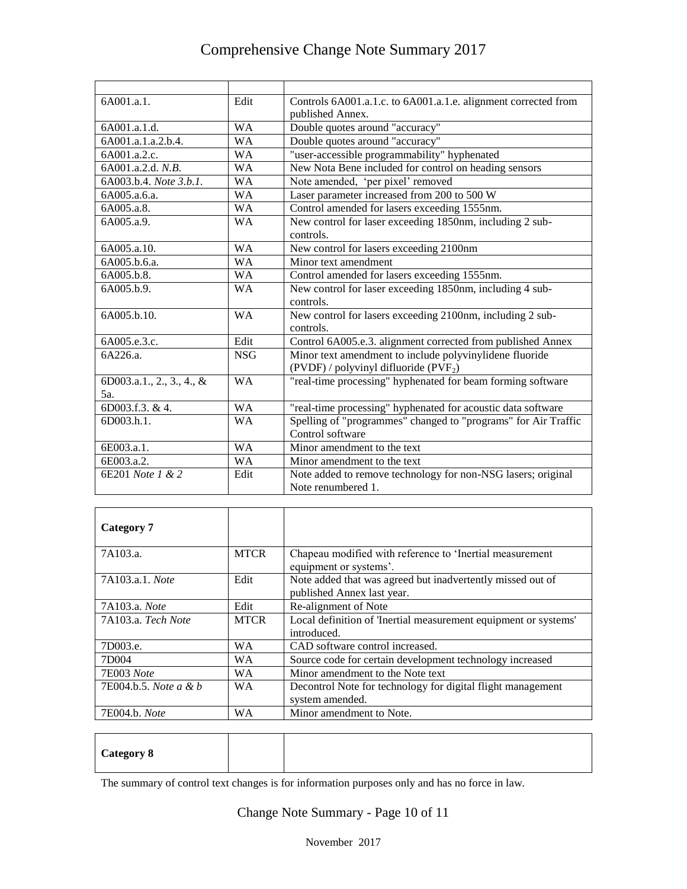| | | |
|---|---|---|
| 6A001.a.1. | Edit | Controls 6A001.a.1.c. to 6A001.a.1.e. alignment corrected from published Annex. |
| 6A001.a.1.d. | WA | Double quotes around "accuracy" |
| 6A001.a.1.a.2.b.4. | WA | Double quotes around "accuracy" |
| 6A001.a.2.c. | WA | "user-accessible programmability" hyphenated |
| 6A001.a.2.d. *N.B.* | WA | New Nota Bene included for control on heading sensors |
| 6A003.b.4. *Note 3.b.1.* | WA | Note amended, 'per pixel' removed |
| 6A005.a.6.a. | WA | Laser parameter increased from 200 to 500 W |
| 6A005.a.8. | WA | Control amended for lasers exceeding 1555nm. |
| 6A005.a.9. | WA | New control for laser exceeding 1850nm, including 2 sub-controls. |
| 6A005.a.10. | WA | New control for lasers exceeding 2100nm |
| 6A005.b.6.a. | WA | Minor text amendment |
| 6A005.b.8. | WA | Control amended for lasers exceeding 1555nm. |
| 6A005.b.9. | WA | New control for laser exceeding 1850nm, including 4 sub-controls. |
| 6A005.b.10. | WA | New control for lasers exceeding 2100nm, including 2 sub-controls. |
| 6A005.e.3.c. | Edit | Control 6A005.e.3. alignment corrected from published Annex |
| 6A226.a. | NSG | Minor text amendment to include polyvinylidene fluoride (PVDF) / polyvinyl difluoride ($PVF_2$) |
| 6D003.a.1., 2., 3., 4., & 5a. | WA | "real-time processing" hyphenated for beam forming software |
| 6D003.f.3. & 4. | WA | "real-time processing" hyphenated for acoustic data software |
| 6D003.h.1. | WA | Spelling of "programmes" changed to "programs" for Air Traffic Control software |
| 6E003.a.1. | WA | Minor amendment to the text |
| 6E003.a.2. | WA | Minor amendment to the text |
| 6E201 *Note 1 & 2* | Edit | Note added to remove technology for non-NSG lasers; original Note renumbered 1. |

| **Category 7** | | |
|---|---|---|
| 7A103.a. | MTCR | Chapeau modified with reference to 'Inertial measurement equipment or systems'. |
| 7A103.a.1. *Note* | Edit | Note added that was agreed but inadvertently missed out of published Annex last year. |
| 7A103.a. *Note* | Edit | Re-alignment of Note |
| 7A103.a. *Tech Note* | MTCR | Local definition of 'Inertial measurement equipment or systems' introduced. |
| 7D003.e. | WA | CAD software control increased. |
| 7D004 | WA | Source code for certain development technology increased |
| 7E003 *Note* | WA | Minor amendment to the Note text |
| 7E004.b.5. *Note a & b* | WA | Decontrol Note for technology for digital flight management system amended. |
| 7E004.b. *Note* | WA | Minor amendment to Note. |

| **Category 8** | | |
|---|---|---|

The summary of control text changes is for information purposes only and has no force in law.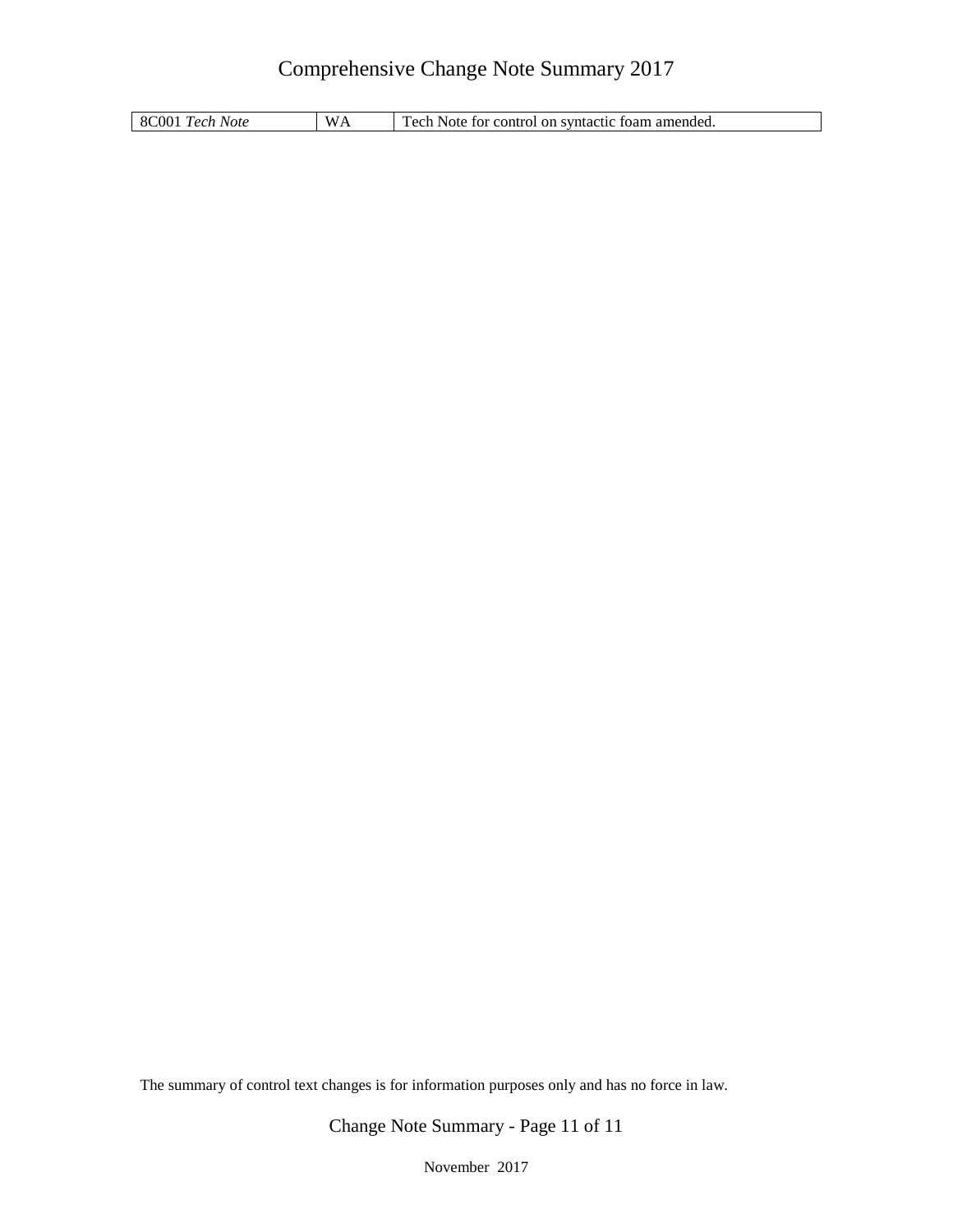| 8C001 *Tech Note* | WA | Tech Note for control on syntactic foam amended. |
|---|---|---|

The summary of control text changes is for information purposes only and has no force in law.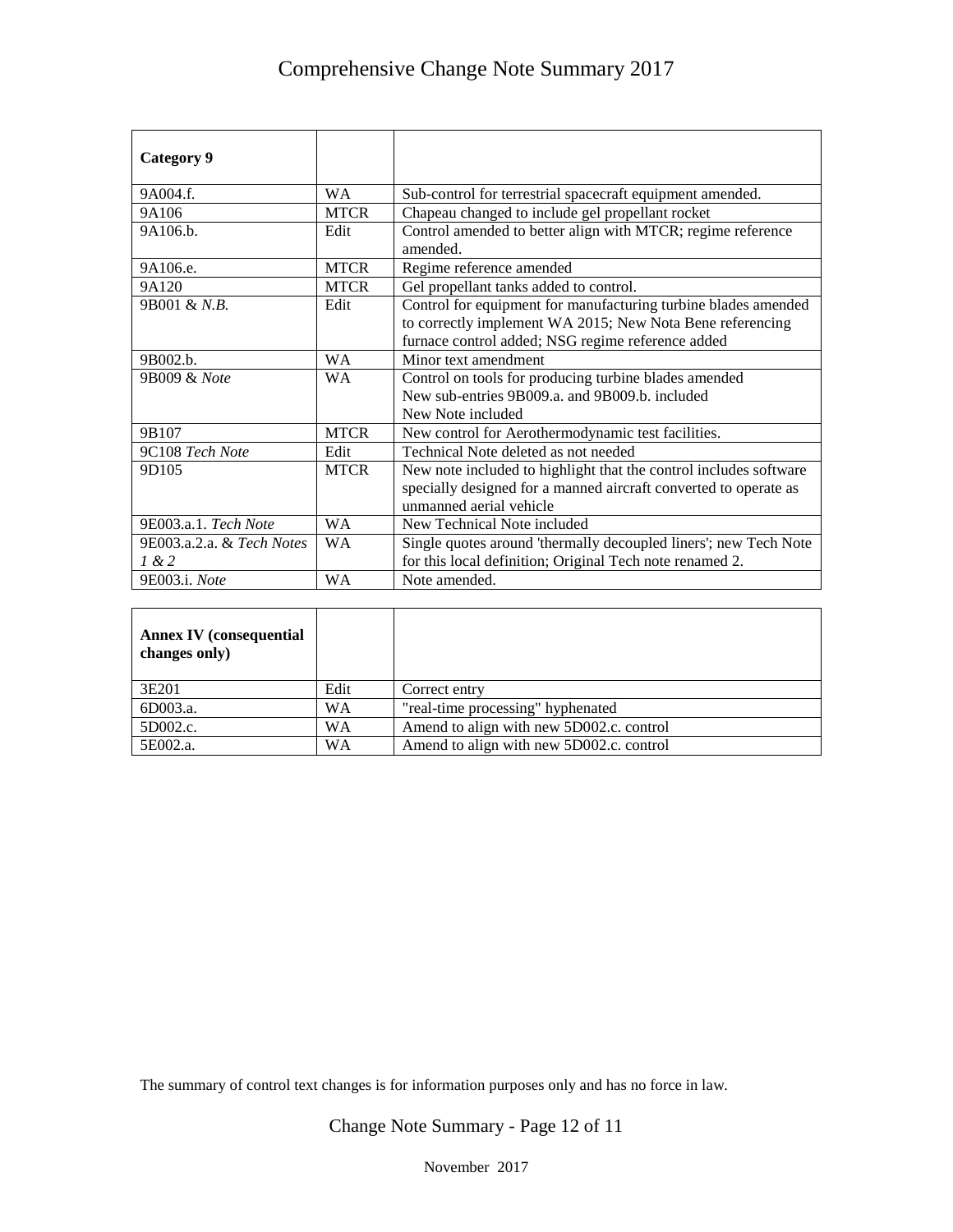| **Category 9** | | |
|---|---|---|
| 9A004.f. | WA | Sub-control for terrestrial spacecraft equipment amended. |
| 9A106 | MTCR | Chapeau changed to include gel propellant rocket |
| 9A106.b. | Edit | Control amended to better align with MTCR; regime reference amended. |
| 9A106.e. | MTCR | Regime reference amended |
| 9A120 | MTCR | Gel propellant tanks added to control. |
| 9B001 & *N.B.* | Edit | Control for equipment for manufacturing turbine blades amended to correctly implement WA 2015; New Nota Bene referencing furnace control added; NSG regime reference added |
| 9B002.b. | WA | Minor text amendment |
| 9B009 & *Note* | WA | Control on tools for producing turbine blades amended<br>New sub-entries 9B009.a. and 9B009.b. included<br>New Note included |
| 9B107 | MTCR | New control for Aerothermodynamic test facilities. |
| 9C108 *Tech Note* | Edit | Technical Note deleted as not needed |
| 9D105 | MTCR | New note included to highlight that the control includes software specially designed for a manned aircraft converted to operate as unmanned aerial vehicle |
| 9E003.a.1. *Tech Note* | WA | New Technical Note included |
| 9E003.a.2.a. & *Tech Notes 1 & 2* | WA | Single quotes around 'thermally decoupled liners'; new Tech Note for this local definition; Original Tech note renamed 2. |
| 9E003.i. *Note* | WA | Note amended. |

| **Annex IV (consequential changes only)** | | |
|---|---|---|
| 3E201 | Edit | Correct entry |
| 6D003.a. | WA | "real-time processing" hyphenated |
| 5D002.c. | WA | Amend to align with new 5D002.c. control |
| 5E002.a. | WA | Amend to align with new 5D002.c. control |

The summary of control text changes is for information purposes only and has no force in law.